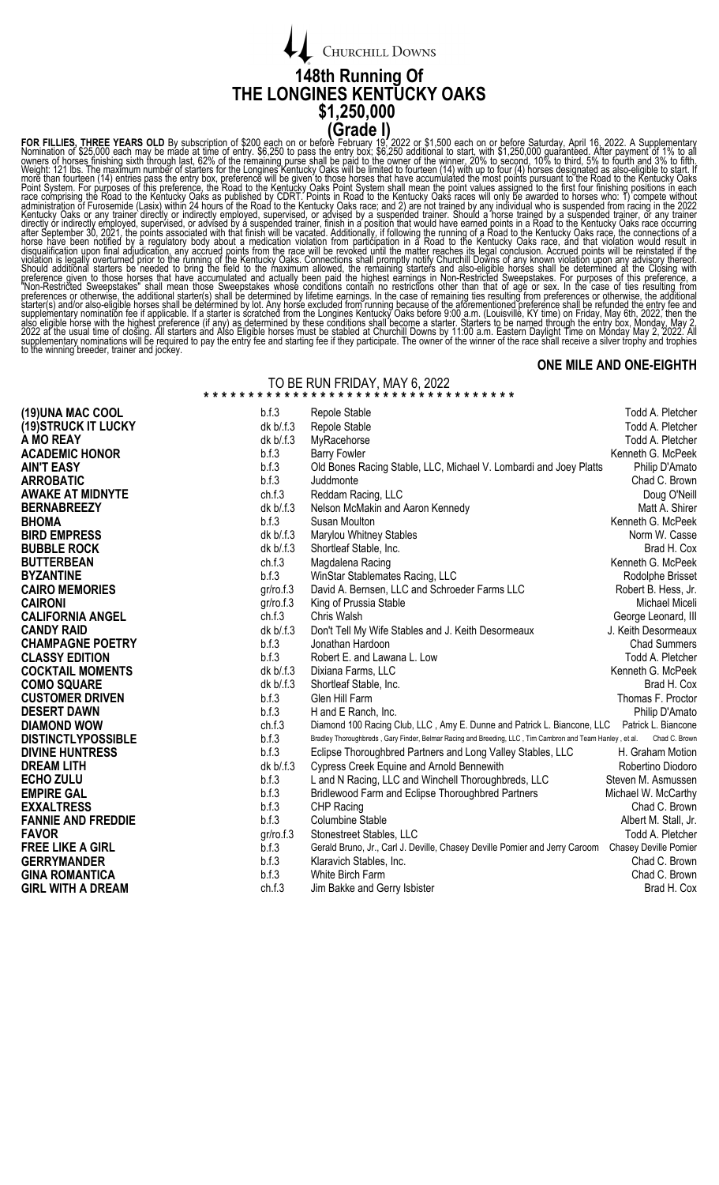Churchill Downs

# 148th Running Of
# THE LONGINES KENTUCKY OAKS
# $1,250,000
# (Grade I)

**FOR FILLIES, THREE YEARS OLD** By subscription of $200 each on or before February 19, 2022 or $1,500 each on or before Saturday, April 16, 2022. A Supplementary Nomination of $25,000 each may be made at time of entry. $6,250 to pass the entry box; $6,250 additional to start, with $1,250,000 guaranteed. After payment of 1% to all owners of horses finishing sixth through last, 62% of the remaining purse shall be paid to the owner of the winner, 20% to second, 10% to third, 5% to fourth and 3% to fifth. Weight: 121 lbs. The maximum number of starters for the Longines Kentucky Oaks will be limited to fourteen (14) with up to four (4) horses designated as also-eligible to start. If more than fourteen (14) entries pass the entry box, preference will be given to those horses that have accumulated the most points pursuant to the Road to the Kentucky Oaks Point System. For purposes of this preference, the Road to the Kentucky Oaks Point System shall mean the point values assigned to the first four finishing positions in each race comprising the Road to the Kentucky Oaks as published by CDRT. Points in Road to the Kentucky Oaks races will only be awarded to horses who: 1) compete without administration of Furosemide (Lasix) within 24 hours of the Road to the Kentucky Oaks race; and 2) are not trained by any individual who is suspended from racing in the 2022 Kentucky Oaks or any trainer directly or indirectly employed, supervised, or advised by a suspended trainer. Should a horse trained by a suspended trainer, or any trainer directly or indirectly employed, supervised, or advised by a suspended trainer, finish in a position that would have earned points in a Road to the Kentucky Oaks race occurring after September 30, 2021, the points associated with that finish will be vacated. Additionally, if following the running of a Road to the Kentucky Oaks race, the connections of a horse have been notified by a regulatory body about a medication violation from participation in a Road to the Kentucky Oaks race, and that violation would result in disqualification upon final adjudication, any accrued points from the race will be revoked until the matter reaches its legal conclusion. Accrued points will be reinstated if the violation is legally overturned prior to the running of the Kentucky Oaks. Connections shall promptly notify Churchill Downs of any known violation upon any advisory thereof. Should additional starters be needed to bring the field to the maximum allowed, the remaining starters and also-eligible horses shall be determined at the Closing with preference given to those horses that have accumulated and actually been paid the highest earnings in Non-Restricted Sweepstakes. For purposes of this preference, a "Non-Restricted Sweepstakes" shall mean those Sweepstakes whose conditions contain no restrictions other than that of age or sex. In the case of ties resulting from preferences or otherwise, the additional starter(s) shall be determined by lifetime earnings. In the case of remaining ties resulting from preferences or otherwise, the additional starter(s) and/or also-eligible horses shall be determined by lot. Any horse excluded from running because of the aforementioned preference shall be refunded the entry fee and supplementary nomination fee if applicable. If a starter is scratched from the Longines Kentucky Oaks before 9:00 a.m. (Louisville, KY time) on Friday, May 6th, 2022, then the also eligible horse with the highest preference (if any) as determined by these conditions shall become a starter. Starters to be named through the entry box, Monday, May 2, 2022 at the usual time of closing. All starters and Also Eligible horses must be stabled at Churchill Downs by 11:00 a.m. Eastern Daylight Time on Monday May 2, 2022. All supplementary nominations will be required to pay the entry fee and starting fee if they participate. The owner of the winner of the race shall receive a silver trophy and trophies to the winning breeder, trainer and jockey.

**ONE MILE AND ONE-EIGHTH**

TO BE RUN FRIDAY, MAY 6, 2022

* * * * * * * * * * * * * * * * * * * * * * * * * * * * * * * * * * *

| Horse | | Owner | Trainer |
|---|---|---|---|
| **(19)UNA MAC COOL** | b.f.3 | Repole Stable | Todd A. Pletcher |
| **(19)STRUCK IT LUCKY** | dk b/.f.3 | Repole Stable | Todd A. Pletcher |
| **A MO REAY** | dk b/.f.3 | MyRacehorse | Todd A. Pletcher |
| **ACADEMIC HONOR** | b.f.3 | Barry Fowler | Kenneth G. McPeek |
| **AIN'T EASY** | b.f.3 | Old Bones Racing Stable, LLC, Michael V. Lombardi and Joey Platts | Philip D'Amato |
| **ARROBATIC** | b.f.3 | Juddmonte | Chad C. Brown |
| **AWAKE AT MIDNYTE** | ch.f.3 | Reddam Racing, LLC | Doug O'Neill |
| **BERNABREEZY** | dk b/.f.3 | Nelson McMakin and Aaron Kennedy | Matt A. Shirer |
| **BHOMA** | b.f.3 | Susan Moulton | Kenneth G. McPeek |
| **BIRD EMPRESS** | dk b/.f.3 | Marylou Whitney Stables | Norm W. Casse |
| **BUBBLE ROCK** | dk b/.f.3 | Shortleaf Stable, Inc. | Brad H. Cox |
| **BUTTERBEAN** | ch.f.3 | Magdalena Racing | Kenneth G. McPeek |
| **BYZANTINE** | b.f.3 | WinStar Stablemates Racing, LLC | Rodolphe Brisset |
| **CAIRO MEMORIES** | gr/ro.f.3 | David A. Bernsen, LLC and Schroeder Farms LLC | Robert B. Hess, Jr. |
| **CAIRONI** | gr/ro.f.3 | King of Prussia Stable | Michael Miceli |
| **CALIFORNIA ANGEL** | ch.f.3 | Chris Walsh | George Leonard, III |
| **CANDY RAID** | dk b/.f.3 | Don't Tell My Wife Stables and J. Keith Desormeaux | J. Keith Desormeaux |
| **CHAMPAGNE POETRY** | b.f.3 | Jonathan Hardoon | Chad Summers |
| **CLASSY EDITION** | b.f.3 | Robert E. and Lawana L. Low | Todd A. Pletcher |
| **COCKTAIL MOMENTS** | dk b/.f.3 | Dixiana Farms, LLC | Kenneth G. McPeek |
| **COMO SQUARE** | dk b/.f.3 | Shortleaf Stable, Inc. | Brad H. Cox |
| **CUSTOMER DRIVEN** | b.f.3 | Glen Hill Farm | Thomas F. Proctor |
| **DESERT DAWN** | b.f.3 | H and E Ranch, Inc. | Philip D'Amato |
| **DIAMOND WOW** | ch.f.3 | Diamond 100 Racing Club, LLC , Amy E. Dunne and Patrick L. Biancone, LLC | Patrick L. Biancone |
| **DISTINCTLYPOSSIBLE** | b.f.3 | Bradley Thoroughbreds , Gary Finder, Belmar Racing and Breeding, LLC , Tim Cambron and Team Hanley , et al. | Chad C. Brown |
| **DIVINE HUNTRESS** | b.f.3 | Eclipse Thoroughbred Partners and Long Valley Stables, LLC | H. Graham Motion |
| **DREAM LITH** | dk b/.f.3 | Cypress Creek Equine and Arnold Bennewith | Robertino Diodoro |
| **ECHO ZULU** | b.f.3 | L and N Racing, LLC and Winchell Thoroughbreds, LLC | Steven M. Asmussen |
| **EMPIRE GAL** | b.f.3 | Bridlewood Farm and Eclipse Thoroughbred Partners | Michael W. McCarthy |
| **EXXALTRESS** | b.f.3 | CHP Racing | Chad C. Brown |
| **FANNIE AND FREDDIE** | b.f.3 | Columbine Stable | Albert M. Stall, Jr. |
| **FAVOR** | gr/ro.f.3 | Stonestreet Stables, LLC | Todd A. Pletcher |
| **FREE LIKE A GIRL** | b.f.3 | Gerald Bruno, Jr., Carl J. Deville, Chasey Deville Pomier and Jerry Caroom | Chasey Deville Pomier |
| **GERRYMANDER** | b.f.3 | Klaravich Stables, Inc. | Chad C. Brown |
| **GINA ROMANTICA** | b.f.3 | White Birch Farm | Chad C. Brown |
| **GIRL WITH A DREAM** | ch.f.3 | Jim Bakke and Gerry Isbister | Brad H. Cox |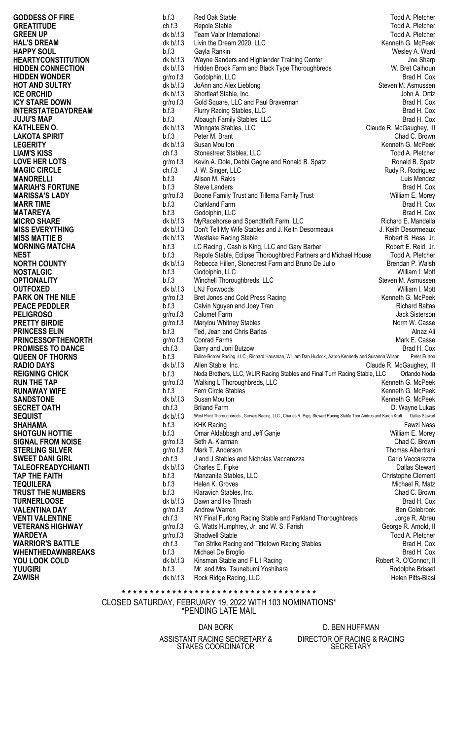| | | | |
|---|---|---|---|
| **GODDESS OF FIRE** | b.f.3 | Red Oak Stable | Todd A. Pletcher |
| **GREATITUDE** | ch.f.3 | Repole Stable | Todd A. Pletcher |
| **GREEN UP** | dk b/.f.3 | Team Valor International | Todd A. Pletcher |
| **HAL'S DREAM** | dk b/.f.3 | Livin the Dream 2020, LLC | Kenneth G. McPeek |
| **HAPPY SOUL** | b.f.3 | Gayla Rankin | Wesley A. Ward |
| **HEARTYCONSTITUTION** | dk b/.f.3 | Wayne Sanders and Highlander Training Center | Joe Sharp |
| **HIDDEN CONNECTION** | dk b/.f.3 | Hidden Brook Farm and Black Type Thoroughbreds | W. Bret Calhoun |
| **HIDDEN WONDER** | gr/ro.f.3 | Godolphin, LLC | Brad H. Cox |
| **HOT AND SULTRY** | dk b/.f.3 | JoAnn and Alex Lieblong | Steven M. Asmussen |
| **ICE ORCHID** | dk b/.f.3 | Shortleaf Stable, Inc. | John A. Ortiz |
| **ICY STARE DOWN** | gr/ro.f.3 | Gold Square, LLC and Paul Braverman | Brad H. Cox |
| **INTERSTATEDAYDREAM** | b.f.3 | Flurry Racing Stables, LLC | Brad H. Cox |
| **JUJU'S MAP** | b.f.3 | Albaugh Family Stables, LLC | Brad H. Cox |
| **KATHLEEN O.** | dk b/.f.3 | Winngate Stables, LLC | Claude R. McGaughey, III |
| **LAKOTA SPIRIT** | b.f.3 | Peter M. Brant | Chad C. Brown |
| **LEGERITY** | dk b/.f.3 | Susan Moulton | Kenneth G. McPeek |
| **LIAM'S KISS** | ch.f.3 | Stonestreet Stables, LLC | Todd A. Pletcher |
| **LOVE HER LOTS** | gr/ro.f.3 | Kevin A. Dole, Debbi Gagne and Ronald B. Spatz | Ronald B. Spatz |
| **MAGIC CIRCLE** | ch.f.3 | J. W. Singer, LLC | Rudy R. Rodriguez |
| **MANORELLI** | b.f.3 | Alison M. Rakis | Luis Mendez |
| **MARIAH'S FORTUNE** | b.f.3 | Steve Landers | Brad H. Cox |
| **MARISSA'S LADY** | gr/ro.f.3 | Boone Family Trust and Tillema Family Trust | William E. Morey |
| **MARR TIME** | b.f.3 | Clarkland Farm | Brad H. Cox |
| **MATAREYA** | b.f.3 | Godolphin, LLC | Brad H. Cox |
| **MICRO SHARE** | dk b/.f.3 | MyRacehorse and Spendthrift Farm, LLC | Richard E. Mandella |
| **MISS EVERYTHING** | dk b/.f.3 | Don't Tell My Wife Stables and J. Keith Desormeaux | J. Keith Desormeaux |
| **MISS MATTIE B** | dk b/.f.3 | Westlake Racing Stable | Robert B. Hess, Jr. |
| **MORNING MATCHA** | b.f.3 | LC Racing , Cash is King, LLC and Gary Barber | Robert E. Reid, Jr. |
| **NEST** | b.f.3 | Repole Stable, Eclipse Thoroughbred Partners and Michael House | Todd A. Pletcher |
| **NORTH COUNTY** | dk b/.f.3 | Rebecca Hillen, Stonecrest Farm and Bruno De Julio | Brendan P. Walsh |
| **NOSTALGIC** | b.f.3 | Godolphin, LLC | William I. Mott |
| **OPTIONALITY** | b.f.3 | Winchell Thoroughbreds, LLC | Steven M. Asmussen |
| **OUTFOXED** | dk b/.f.3 | LNJ Foxwoods | William I. Mott |
| **PARK ON THE NILE** | gr/ro.f.3 | Bret Jones and Cold Press Racing | Kenneth G. McPeek |
| **PEACE PEDDLER** | b.f.3 | Calvin Nguyen and Joey Tran | Richard Baltas |
| **PELIGROSO** | gr/ro.f.3 | Calumet Farm | Jack Sisterson |
| **PRETTY BIRDIE** | gr/ro.f.3 | Marylou Whitney Stables | Norm W. Casse |
| **PRINCESS ELIN** | b.f.3 | Ted, Jean and Chris Barlas | Alnaz Ali |
| **PRINCESSOFTHENORTH** | gr/ro.f.3 | Conrad Farms | Mark E. Casse |
| **PROMISES TO DANCE** | ch.f.3 | Barry and Joni Butzow | Brad H. Cox |
| **QUEEN OF THORNS** | b.f.3 | Exline-Border Racing, LLC , Richard Hausman, William Dan Hudock, Aaron Kennedy and Susanna Wilson | Peter Eurton |
| **RADIO DAYS** | dk b/.f.3 | Allen Stable, Inc. | Claude R. McGaughey, III |
| **REIGNING CHICK** | b.f.3 | Noda Brothers, LLC, WLIR Racing Stables and Final Turn Racing Stable, LLC | Orlando Noda |
| **RUN THE TAP** | gr/ro.f.3 | Walking L Thoroughbreds, LLC | Kenneth G. McPeek |
| **RUNAWAY WIFE** | b.f.3 | Fern Circle Stables | Kenneth G. McPeek |
| **SANDSTONE** | dk b/.f.3 | Susan Moulton | Kenneth G. McPeek |
| **SECRET OATH** | ch.f.3 | Briland Farm | D. Wayne Lukas |
| **SEQUIST** | dk b/.f.3 | West Point Thoroughbreds , Gervais Racing, LLC , Charles R. Pigg, Stewart Racing Stable Tom Andres and Karen Kraft | Dallas Stewart |
| **SHAHAMA** | b.f.3 | KHK Racing | Fawzi Nass |
| **SHOTGUN HOTTIE** | b.f.3 | Omar Aldabbagh and Jeff Ganje | William E. Morey |
| **SIGNAL FROM NOISE** | gr/ro.f.3 | Seth A. Klarman | Chad C. Brown |
| **STERLING SILVER** | gr/ro.f.3 | Mark T. Anderson | Thomas Albertrani |
| **SWEET DANI GIRL** | ch.f.3 | J and J Stables and Nicholas Vaccarezza | Carlo Vaccarezza |
| **TALEOFREADYCHIANTI** | dk b/.f.3 | Charles E. Fipke | Dallas Stewart |
| **TAP THE FAITH** | b.f.3 | Manzanita Stables, LLC | Christophe Clement |
| **TEQUILERA** | b.f.3 | Helen K. Groves | Michael R. Matz |
| **TRUST THE NUMBERS** | b.f.3 | Klaravich Stables, Inc. | Chad C. Brown |
| **TURNERLOOSE** | dk b/.f.3 | Dawn and Ike Thrash | Brad H. Cox |
| **VALENTINA DAY** | gr/ro.f.3 | Andrew Warren | Ben Colebrook |
| **VENTI VALENTINE** | ch.f.3 | NY Final Furlong Racing Stable and Parkland Thoroughbreds | Jorge R. Abreu |
| **VETERANS HIGHWAY** | gr/ro.f.3 | G. Watts Humphrey, Jr. and W. S. Farish | George R. Arnold, II |
| **WARDEYA** | gr/ro.f.3 | Shadwell Stable | Todd A. Pletcher |
| **WARRIOR'S BATTLE** | ch.f.3 | Ten Strike Racing and Titletown Racing Stables | Brad H. Cox |
| **WHENTHEDAWNBREAKS** | b.f.3 | Michael De Broglio | Brad H. Cox |
| **YOU LOOK COLD** | dk b/.f.3 | Kinsman Stable and F L I Racing | Robert R. O'Connor, II |
| **YUUGIRI** | b.f.3 | Mr. and Mrs. Tsunebumi Yoshihara | Rodolphe Brisset |
| **ZAWISH** | dk b/.f.3 | Rock Ridge Racing, LLC | Helen Pitts-Blasi |

* * * * * * * * * * * * * * * * * * * * * * * * * * * * * * * * * *

CLOSED SATURDAY, FEBRUARY 19, 2022 WITH 103 NOMINATIONS*
*PENDING LATE MAIL

DAN BORK
ASSISTANT RACING SECRETARY & STAKES COORDINATOR

D. BEN HUFFMAN
DIRECTOR OF RACING & RACING SECRETARY